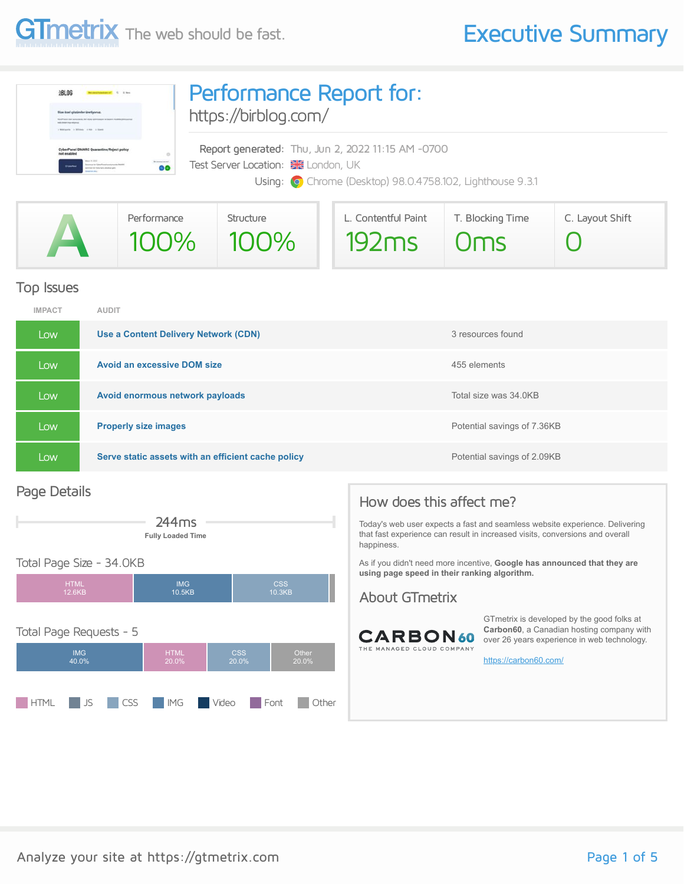# GTmetrix The web should be fast.

# Executive Summary

## Performance Report for:

https://birblog.com/

Report generated: Thu, Jun 2, 2022 11:15 AM -0700
Test Server Location: London, UK
Using: Chrome (Desktop) 98.0.4758.102, Lighthouse 9.3.1

| GTmetrix Grade | Performance | Structure |
| --- | --- | --- |
| A | 100% | 100% |

| L. Contentful Paint | T. Blocking Time | C. Layout Shift |
| --- | --- | --- |
| 192ms | 0ms | 0 |

## Top Issues

| IMPACT | AUDIT | |
| --- | --- | --- |
| Low | **Use a Content Delivery Network (CDN)** | 3 resources found |
| Low | **Avoid an excessive DOM size** | 455 elements |
| Low | **Avoid enormous network payloads** | Total size was 34.0KB |
| Low | **Properly size images** | Potential savings of 7.36KB |
| Low | **Serve static assets with an efficient cache policy** | Potential savings of 2.09KB |

## Page Details

244ms
Fully Loaded Time

### Total Page Size - 34.0KB

| HTML | IMG | CSS |
| --- | --- | --- |
| 12.6KB | 10.5KB | 10.3KB |

### Total Page Requests - 5

| IMG | HTML | CSS | Other |
| --- | --- | --- | --- |
| 40.0% | 20.0% | 20.0% | 20.0% |

HTML | JS | CSS | IMG | Video | Font | Other

## How does this affect me?

Today's web user expects a fast and seamless website experience. Delivering that fast experience can result in increased visits, conversions and overall happiness.

As if you didn't need more incentive, **Google has announced that they are using page speed in their ranking algorithm.**

## About GTmetrix

CARBON60 THE MANAGED CLOUD COMPANY

GTmetrix is developed by the good folks at **Carbon60**, a Canadian hosting company with over 26 years experience in web technology.

https://carbon60.com/

Analyze your site at https://gtmetrix.com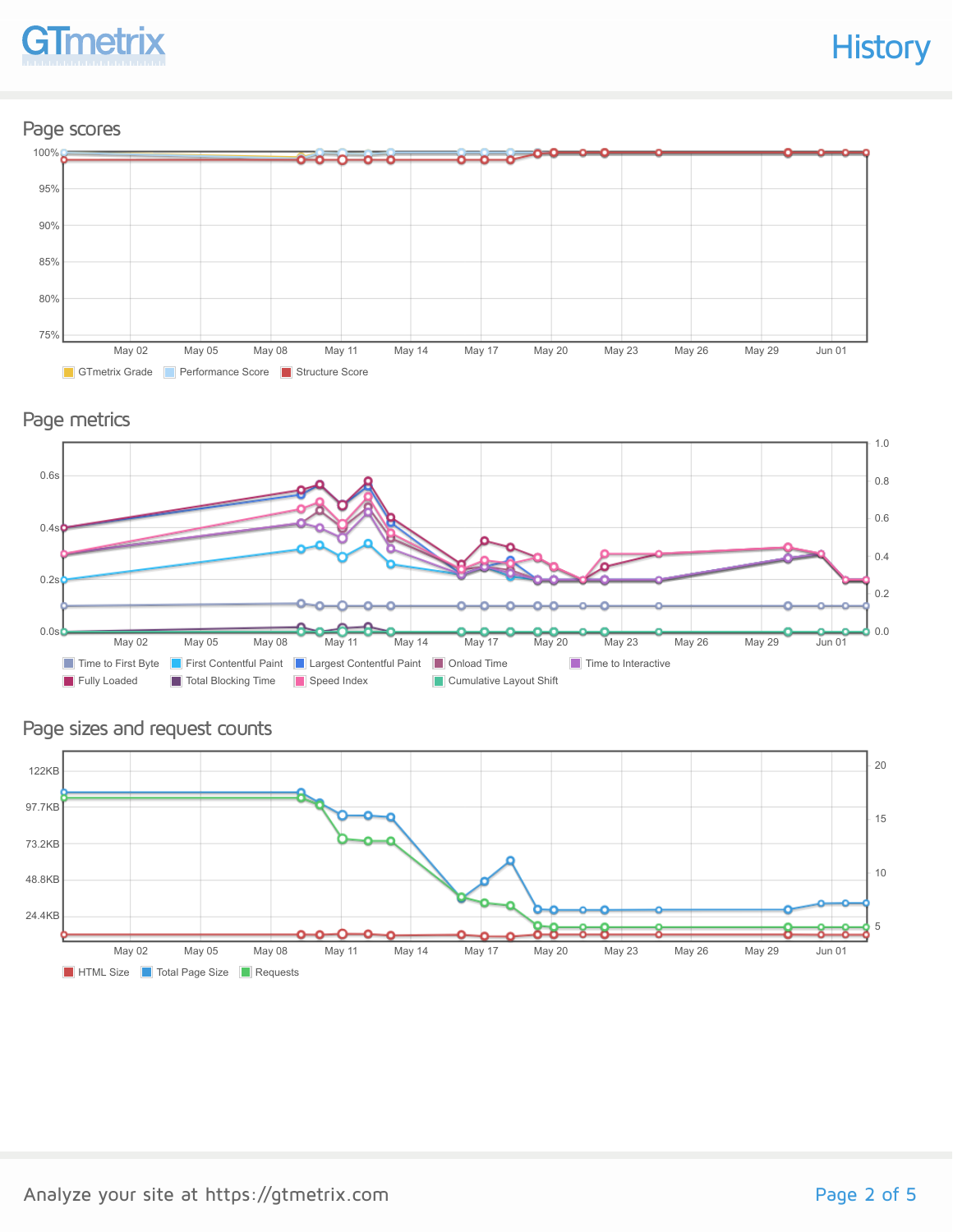# History

## Page scores

100%
95%
90%
85%
80%
75%

May 02 May 05 May 08 May 11 May 14 May 17 May 20 May 23 May 26 May 29 Jun 01

GTmetrix Grade   Performance Score   Structure Score

## Page metrics

0.6s
0.4s
0.2s
0.0s

1.0
0.8
0.6
0.4
0.2
0.0

May 02 May 05 May 08 May 11 May 14 May 17 May 20 May 23 May 26 May 29 Jun 01

Time to First Byte   First Contentful Paint   Largest Contentful Paint   Onload Time   Time to Interactive
Fully Loaded   Total Blocking Time   Speed Index   Cumulative Layout Shift

## Page sizes and request counts

122KB
97.7KB
73.2KB
48.8KB
24.4KB

20
15
10
5

May 02 May 05 May 08 May 11 May 14 May 17 May 20 May 23 May 26 May 29 Jun 01

HTML Size   Total Page Size   Requests

Analyze your site at https://gtmetrix.com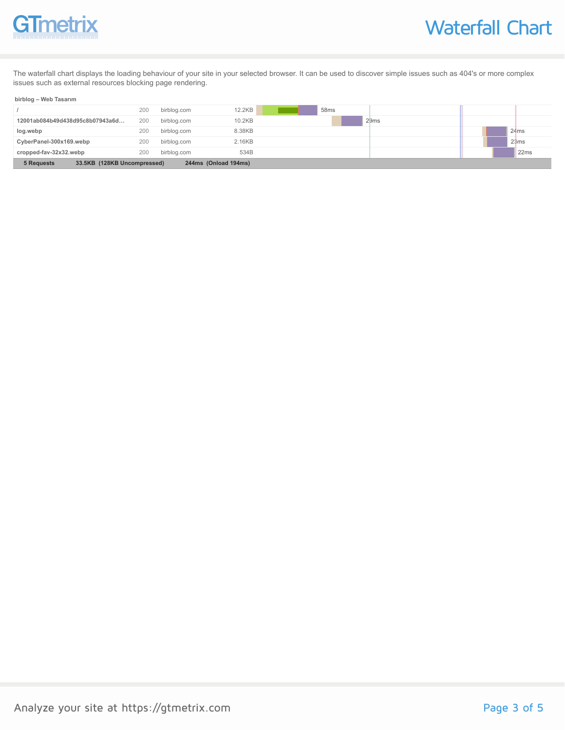# Waterfall Chart

The waterfall chart displays the loading behaviour of your site in your selected browser. It can be used to discover simple issues such as 404's or more complex issues such as external resources blocking page rendering.

**birblog – Web Tasarım**

| Resource | Status | Domain | Size | Time |
|---|---|---|---|---|
| / | 200 | birblog.com | 12.2KB | 58ms |
| 12001ab084b49d438d95c8b07943a6d… | 200 | birblog.com | 10.2KB | 29ms |
| log.webp | 200 | birblog.com | 8.38KB | 24ms |
| CyberPanel-300x169.webp | 200 | birblog.com | 2.16KB | 23ms |
| cropped-fav-32x32.webp | 200 | birblog.com | 534B | 22ms |
| **5 Requests** | | | **33.5KB (128KB Uncompressed)** | **244ms (Onload 194ms)** |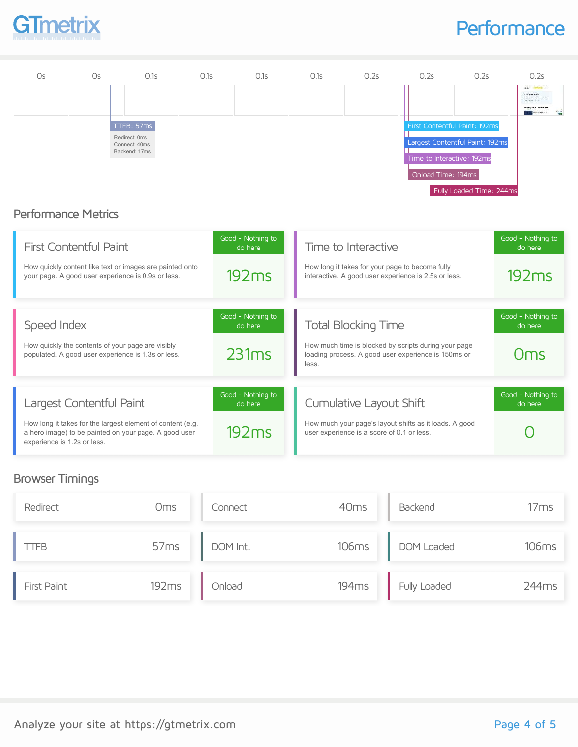# Performance

| 0s | 0s | 0.1s | 0.1s | 0.1s | 0.1s | 0.2s | 0.2s | 0.2s | 0.2s |
|---|---|---|---|---|---|---|---|---|---|

TTFB: 57ms
Redirect: 0ms
Connect: 40ms
Backend: 17ms

First Contentful Paint: 192ms
Largest Contentful Paint: 192ms
Time to Interactive: 192ms
Onload Time: 194ms
Fully Loaded Time: 244ms

## Performance Metrics

### First Contentful Paint

How quickly content like text or images are painted onto your page. A good user experience is 0.9s or less.

Good - Nothing to do here

**192ms**

### Time to Interactive

How long it takes for your page to become fully interactive. A good user experience is 2.5s or less.

Good - Nothing to do here

**192ms**

### Speed Index

How quickly the contents of your page are visibly populated. A good user experience is 1.3s or less.

Good - Nothing to do here

**231ms**

### Total Blocking Time

How much time is blocked by scripts during your page loading process. A good user experience is 150ms or less.

Good - Nothing to do here

**0ms**

### Largest Contentful Paint

How long it takes for the largest element of content (e.g. a hero image) to be painted on your page. A good user experience is 1.2s or less.

Good - Nothing to do here

**192ms**

### Cumulative Layout Shift

How much your page's layout shifts as it loads. A good user experience is a score of 0.1 or less.

Good - Nothing to do here

**0**

## Browser Timings

| Metric | Value | Metric | Value | Metric | Value |
|---|---|---|---|---|---|
| Redirect | 0ms | Connect | 40ms | Backend | 17ms |
| TTFB | 57ms | DOM Int. | 106ms | DOM Loaded | 106ms |
| First Paint | 192ms | Onload | 194ms | Fully Loaded | 244ms |

Analyze your site at https://gtmetrix.com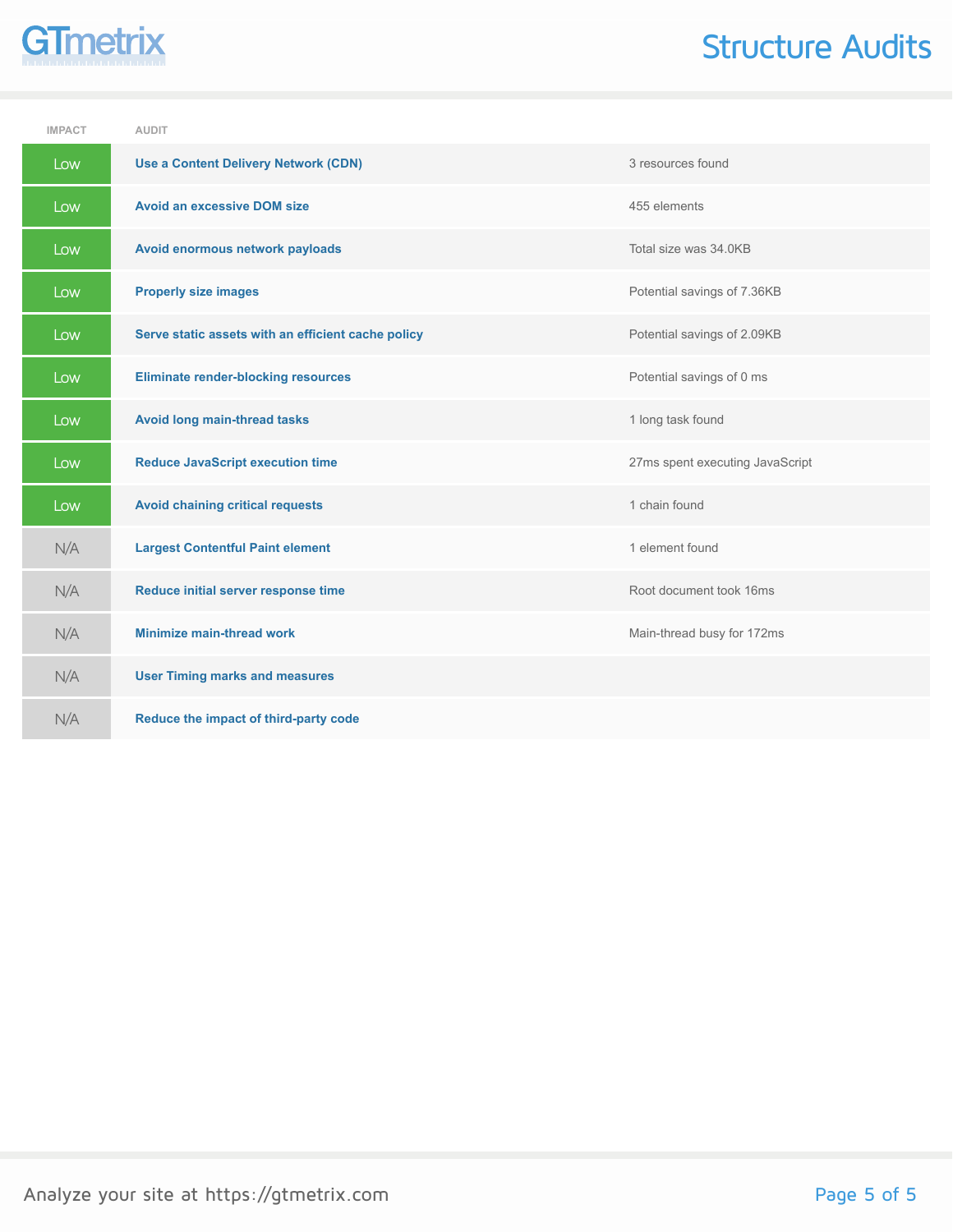# Structure Audits

| IMPACT | AUDIT | |
|---|---|---|
| Low | **Use a Content Delivery Network (CDN)** | 3 resources found |
| Low | **Avoid an excessive DOM size** | 455 elements |
| Low | **Avoid enormous network payloads** | Total size was 34.0KB |
| Low | **Properly size images** | Potential savings of 7.36KB |
| Low | **Serve static assets with an efficient cache policy** | Potential savings of 2.09KB |
| Low | **Eliminate render-blocking resources** | Potential savings of 0 ms |
| Low | **Avoid long main-thread tasks** | 1 long task found |
| Low | **Reduce JavaScript execution time** | 27ms spent executing JavaScript |
| Low | **Avoid chaining critical requests** | 1 chain found |
| N/A | **Largest Contentful Paint element** | 1 element found |
| N/A | **Reduce initial server response time** | Root document took 16ms |
| N/A | **Minimize main-thread work** | Main-thread busy for 172ms |
| N/A | **User Timing marks and measures** | |
| N/A | **Reduce the impact of third-party code** | |

Analyze your site at https://gtmetrix.com